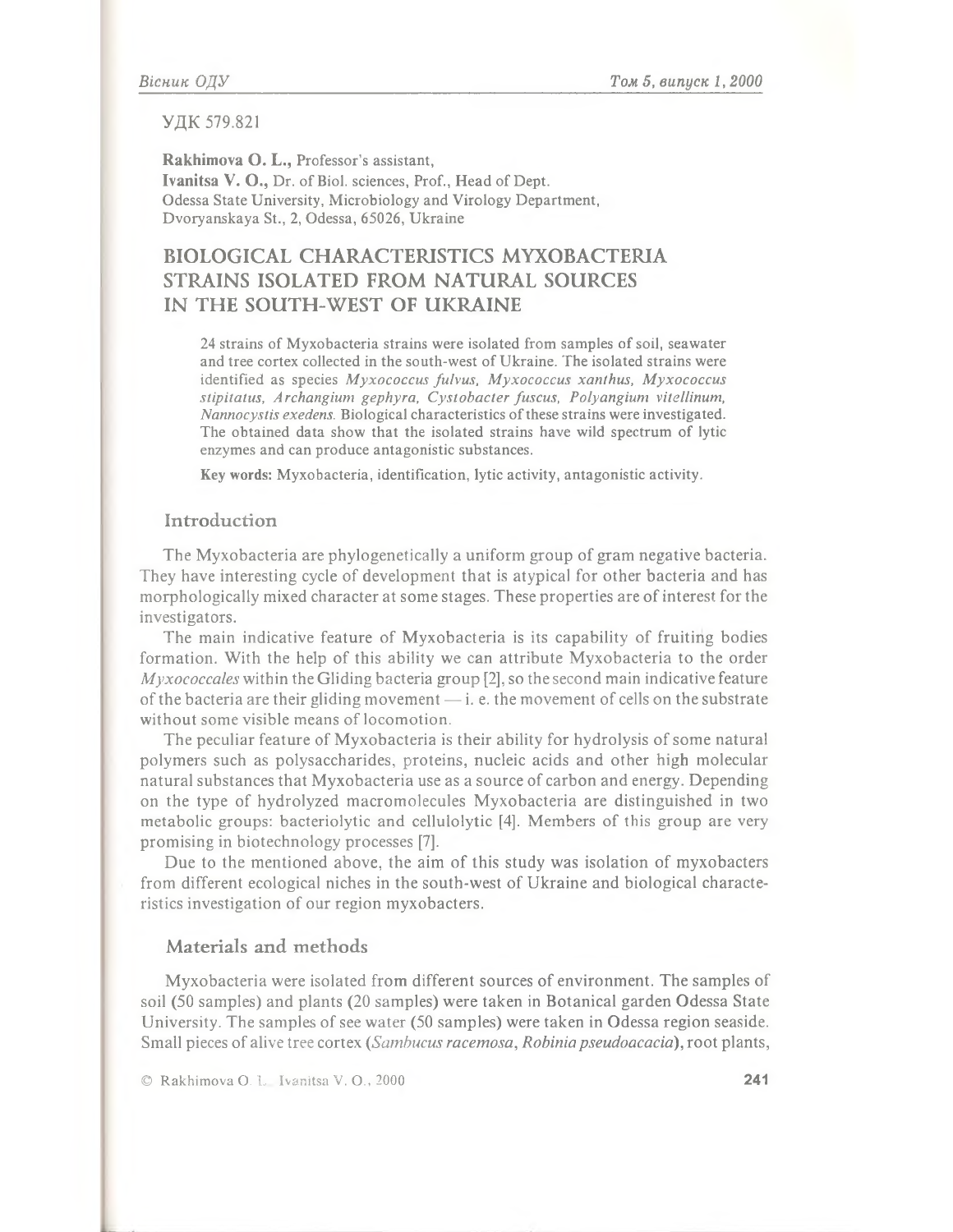УДК 579.821

**Rakhimova O. L.,** Professor's assistant,
**Ivanitsa V. O.,** Dr. of Biol. sciences, Prof., Head of Dept.
Odessa State University, Microbiology and Virology Department,
Dvoryanskaya St., 2, Odessa, 65026, Ukraine

# BIOLOGICAL CHARACTERISTICS MYXOBACTERIA STRAINS ISOLATED FROM NATURAL SOURCES IN THE SOUTH-WEST OF UKRAINE

24 strains of Myxobacteria strains were isolated from samples of soil, seawater and tree cortex collected in the south-west of Ukraine. The isolated strains were identified as species *Myxococcus fulvus, Myxococcus xanthus, Myxococcus stipitatus, Archangium gephyra, Cystobacter fuscus, Polyangium vitellinum, Nannocystis exedens.* Biological characteristics of these strains were investigated. The obtained data show that the isolated strains have wild spectrum of lytic enzymes and can produce antagonistic substances.

**Key words:** Myxobacteria, identification, lytic activity, antagonistic activity.

## Introduction

The Myxobacteria are phylogenetically a uniform group of gram negative bacteria. They have interesting cycle of development that is atypical for other bacteria and has morphologically mixed character at some stages. These properties are of interest for the investigators.

The main indicative feature of Myxobacteria is its capability of fruiting bodies formation. With the help of this ability we can attribute Myxobacteria to the order *Myxococcales* within the Gliding bacteria group [2], so the second main indicative feature of the bacteria are their gliding movement — i. e. the movement of cells on the substrate without some visible means of locomotion.

The peculiar feature of Myxobacteria is their ability for hydrolysis of some natural polymers such as polysaccharides, proteins, nucleic acids and other high molecular natural substances that Myxobacteria use as a source of carbon and energy. Depending on the type of hydrolyzed macromolecules Myxobacteria are distinguished in two metabolic groups: bacteriolytic and cellulolytic [4]. Members of this group are very promising in biotechnology processes [7].

Due to the mentioned above, the aim of this study was isolation of myxobacters from different ecological niches in the south-west of Ukraine and biological characteristics investigation of our region myxobacters.

## Materials and methods

Myxobacteria were isolated from different sources of environment. The samples of soil (50 samples) and plants (20 samples) were taken in Botanical garden Odessa State University. The samples of see water (50 samples) were taken in Odessa region seaside. Small pieces of alive tree cortex (*Sambucus racemosa, Robinia pseudoacacia*), root plants,

© Rakhimova O. L., Ivanitsa V. O., 2000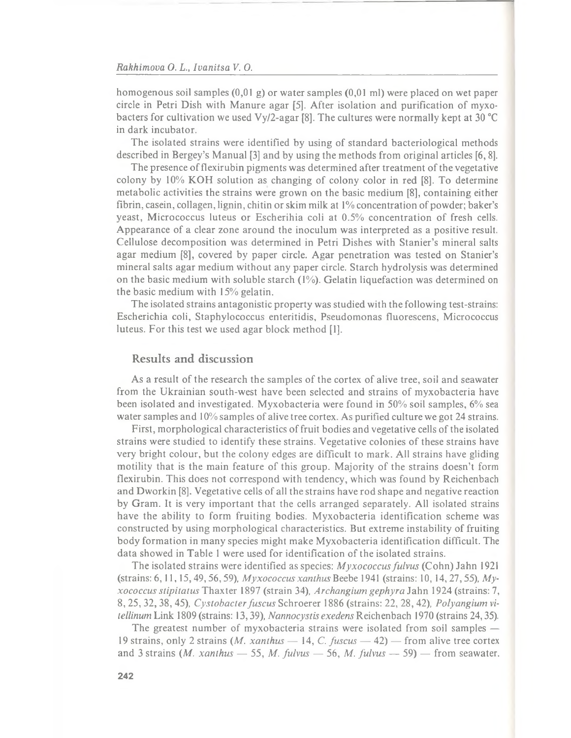homogenous soil samples (0,01 g) or water samples (0,01 ml) were placed on wet paper circle in Petri Dish with Manure agar [5]. After isolation and purification of myxobacters for cultivation we used Vy/2-agar [8]. The cultures were normally kept at 30 °C in dark incubator.

The isolated strains were identified by using of standard bacteriological methods described in Bergey's Manual [3] and by using the methods from original articles [6, 8].

The presence of flexirubin pigments was determined after treatment of the vegetative colony by 10% KOH solution as changing of colony color in red [8]. To determine metabolic activities the strains were grown on the basic medium [8], containing either fibrin, casein, collagen, lignin, chitin or skim milk at 1% concentration of powder; baker's yeast, Micrococcus luteus or Escherihia coli at 0.5% concentration of fresh cells. Appearance of a clear zone around the inoculum was interpreted as a positive result. Cellulose decomposition was determined in Petri Dishes with Stanier's mineral salts agar medium [8], covered by paper circle. Agar penetration was tested on Stanier's mineral salts agar medium without any paper circle. Starch hydrolysis was determined on the basic medium with soluble starch (1%). Gelatin liquefaction was determined on the basic medium with 15% gelatin.

The isolated strains antagonistic property was studied with the following test-strains: Escherichia coli, Staphylococcus enteritidis, Pseudomonas fluorescens, Micrococcus luteus. For this test we used agar block method [1].

## Results and discussion

As a result of the research the samples of the cortex of alive tree, soil and seawater from the Ukrainian south-west have been selected and strains of myxobacteria have been isolated and investigated. Myxobacteria were found in 50% soil samples, 6% sea water samples and 10% samples of alive tree cortex. As purified culture we got 24 strains.

First, morphological characteristics of fruit bodies and vegetative cells of the isolated strains were studied to identify these strains. Vegetative colonies of these strains have very bright colour, but the colony edges are difficult to mark. All strains have gliding motility that is the main feature of this group. Majority of the strains doesn't form flexirubin. This does not correspond with tendency, which was found by Reichenbach and Dworkin [8]. Vegetative cells of all the strains have rod shape and negative reaction by Gram. It is very important that the cells arranged separately. All isolated strains have the ability to form fruiting bodies. Myxobacteria identification scheme was constructed by using morphological characteristics. But extreme instability of fruiting body formation in many species might make Myxobacteria identification difficult. The data showed in Table 1 were used for identification of the isolated strains.

The isolated strains were identified as species: *Myxococcus fulvus* (Cohn) Jahn 1921 (strains: 6, 11, 15, 49, 56, 59), *Myxococcus xanthus* Beebe 1941 (strains: 10, 14, 27, 55), *Myxococcus stipitatus* Thaxter 1897 (strain 34), *Archangium gephyra* Jahn 1924 (strains: 7, 8, 25, 32, 38, 45), *Cystobacter fuscus* Schroerer 1886 (strains: 22, 28, 42), *Polyangium vitellinum* Link 1809 (strains: 13, 39), *Nannocystis exedens* Reichenbach 1970 (strains 24, 35).

The greatest number of myxobacteria strains were isolated from soil samples — 19 strains, only 2 strains (*M. xanthus* — 14, *C. fuscus* — 42) — from alive tree cortex and 3 strains (*M. xanthus* — 55, *M. fulvus* — 56, *M. fulvus* — 59) — from seawater.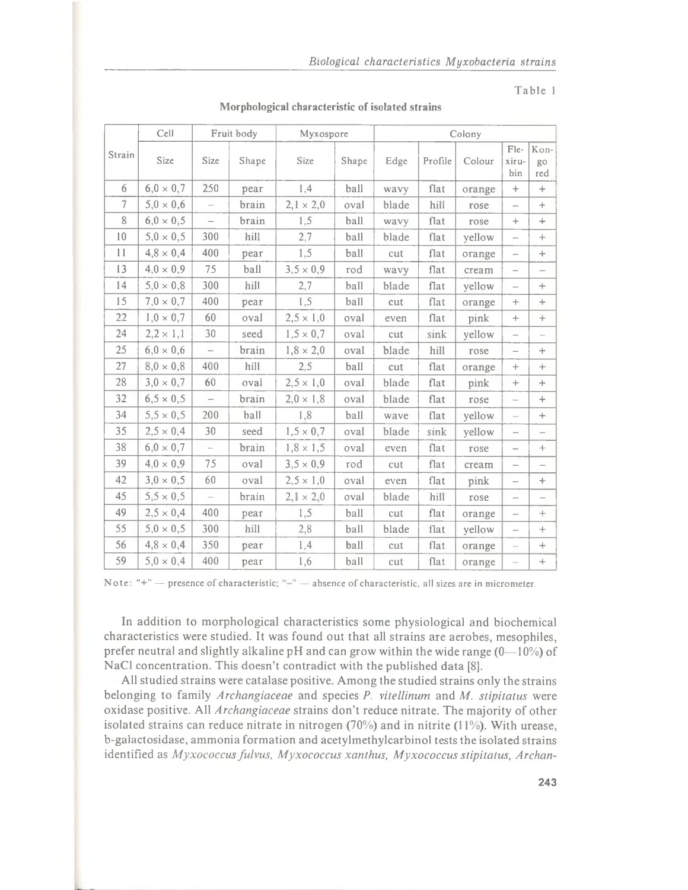Table 1

**Morphological characteristic of isolated strains**

| Strain | Cell | Fruit body | | Myxospore | | Colony | | | | |
|---|---|---|---|---|---|---|---|---|---|---|
| | Size | Size | Shape | Size | Shape | Edge | Profile | Colour | Flexirubin | Kongo red |
| 6 | 6,0 × 0,7 | 250 | pear | 1,4 | ball | wavy | flat | orange | + | + |
| 7 | 5,0 × 0,6 | – | brain | 2,1 × 2,0 | oval | blade | hill | rose | – | + |
| 8 | 6,0 × 0,5 | – | brain | 1,5 | ball | wavy | flat | rose | + | + |
| 10 | 5,0 × 0,5 | 300 | hill | 2,7 | ball | blade | flat | yellow | – | + |
| 11 | 4,8 × 0,4 | 400 | pear | 1,5 | ball | cut | flat | orange | – | + |
| 13 | 4,0 × 0,9 | 75 | ball | 3,5 × 0,9 | rod | wavy | flat | cream | – | – |
| 14 | 5,0 × 0,8 | 300 | hill | 2,7 | ball | blade | flat | yellow | – | + |
| 15 | 7,0 × 0,7 | 400 | pear | 1,5 | ball | cut | flat | orange | + | + |
| 22 | 1,0 × 0,7 | 60 | oval | 2,5 × 1,0 | oval | even | flat | pink | + | + |
| 24 | 2,2 × 1,1 | 30 | seed | 1,5 × 0,7 | oval | cut | sink | yellow | – | – |
| 25 | 6,0 × 0,6 | – | brain | 1,8 × 2,0 | oval | blade | hill | rose | – | + |
| 27 | 8,0 × 0,8 | 400 | hill | 2,5 | ball | cut | flat | orange | + | + |
| 28 | 3,0 × 0,7 | 60 | oval | 2,5 × 1,0 | oval | blade | flat | pink | + | + |
| 32 | 6,5 × 0,5 | – | brain | 2,0 × 1,8 | oval | blade | flat | rose | – | + |
| 34 | 5,5 × 0,5 | 200 | ball | 1,8 | ball | wave | flat | yellow | – | + |
| 35 | 2,5 × 0,4 | 30 | seed | 1,5 × 0,7 | oval | blade | sink | yellow | – | – |
| 38 | 6,0 × 0,7 | – | brain | 1,8 × 1,5 | oval | even | flat | rose | – | + |
| 39 | 4,0 × 0,9 | 75 | oval | 3,5 × 0,9 | rod | cut | flat | cream | – | – |
| 42 | 3,0 × 0,5 | 60 | oval | 2,5 × 1,0 | oval | even | flat | pink | – | + |
| 45 | 5,5 × 0,5 | – | brain | 2,1 × 2,0 | oval | blade | hill | rose | – | – |
| 49 | 2,5 × 0,4 | 400 | pear | 1,5 | ball | cut | flat | orange | – | + |
| 55 | 5,0 × 0,5 | 300 | hill | 2,8 | ball | blade | flat | yellow | – | + |
| 56 | 4,8 × 0,4 | 350 | pear | 1,4 | ball | cut | flat | orange | – | + |
| 59 | 5,0 × 0,4 | 400 | pear | 1,6 | ball | cut | flat | orange | – | + |

Note: "+" — presence of characteristic; "–" — absence of characteristic, all sizes are in micrometer.

In addition to morphological characteristics some physiological and biochemical characteristics were studied. It was found out that all strains are aerobes, mesophiles, prefer neutral and slightly alkaline pH and can grow within the wide range (0—10%) of NaCl concentration. This doesn't contradict with the published data [8].

All studied strains were catalase positive. Among the studied strains only the strains belonging to family *Archangiaceae* and species *P. vitellinum* and *M. stipitatus* were oxidase positive. All *Archangiaceae* strains don't reduce nitrate. The majority of other isolated strains can reduce nitrate in nitrogen (70%) and in nitrite (11%). With urease, b-galactosidase, ammonia formation and acetylmethylcarbinol tests the isolated strains identified as *Myxococcus fulvus, Myxococcus xanthus, Myxococcus stipitatus, Archan-*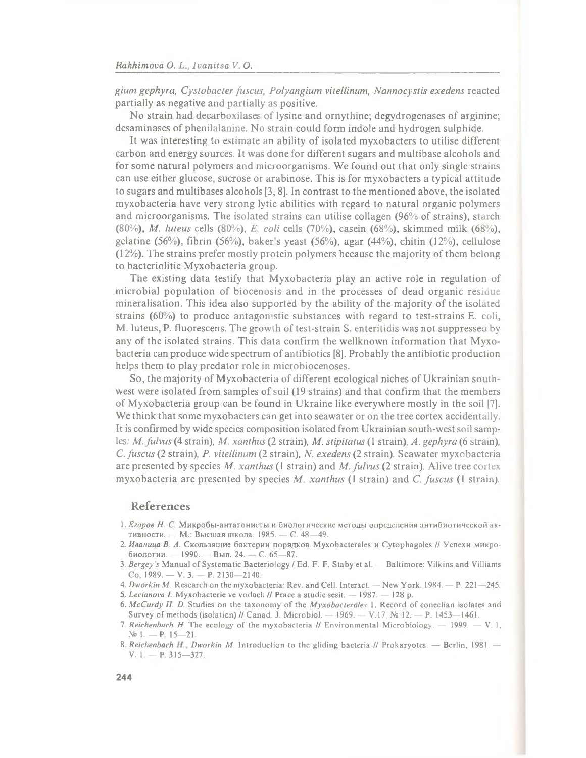*gium gephyra, Cystobacter fuscus, Polyangium vitellinum, Nannocystis exedens* reacted partially as negative and partially as positive.

No strain had decarboxilases of lysine and ornythine; degydrogenases of arginine; desaminases of phenilalanine. No strain could form indole and hydrogen sulphide.

It was interesting to estimate an ability of isolated myxobacters to utilise different carbon and energy sources. It was done for different sugars and multibase alcohols and for some natural polymers and microorganisms. We found out that only single strains can use either glucose, sucrose or arabinose. This is for myxobacters a typical attitude to sugars and multibases alcohols [3, 8]. In contrast to the mentioned above, the isolated myxobacteria have very strong lytic abilities with regard to natural organic polymers and microorganisms. The isolated strains can utilise collagen (96% of strains), starch (80%), *M. luteus* cells (80%), *E. coli* cells (70%), casein (68%), skimmed milk (68%), gelatine (56%), fibrin (56%), baker's yeast (56%), agar (44%), chitin (12%), cellulose (12%). The strains prefer mostly protein polymers because the majority of them belong to bacteriolitic Myxobacteria group.

The existing data testify that Myxobacteria play an active role in regulation of microbial population of biocenosis and in the processes of dead organic residue mineralisation. This idea also supported by the ability of the majority of the isolated strains (60%) to produce antagonistic substances with regard to test-strains E. coli, M. luteus, P. fluorescens. The growth of test-strain S. enteritidis was not suppressed by any of the isolated strains. This data confirm the wellknown information that Myxobacteria can produce wide spectrum of antibiotics [8]. Probably the antibiotic production helps them to play predator role in microbiocenoses.

So, the majority of Myxobacteria of different ecological niches of Ukrainian southwest were isolated from samples of soil (19 strains) and that confirm that the members of Myxobacteria group can be found in Ukraine like everywhere mostly in the soil [7]. We think that some myxobacters can get into seawater or on the tree cortex accidentally. It is confirmed by wide species composition isolated from Ukrainian south-west soil samples: *M. fulvus* (4 strain), *M. xanthus* (2 strain), *M. stipitatus* (1 strain), *A. gephyra* (6 strain), *C. fuscus* (2 strain), *P. vitellinum* (2 strain), *N. exedens* (2 strain). Seawater myxobacteria are presented by species *M. xanthus* (1 strain) and *M. fulvus* (2 strain). Alive tree cortex myxobacteria are presented by species *M. xanthus* (1 strain) and *C. fuscus* (1 strain).

## References

1. *Егоров Н. С.* Микробы-антагонисты и биологические методы определения антибиотической активности. — М.: Высшая школа, 1985. — С. 48—49.
2. *Иваница В. А.* Скользящие бактерии порядков Myxobacterales и Cytophagales // Успехи микробиологии. — 1990. — Вып. 24. — С. 65—87.
3. *Bergey's* Manual of Systematic Bacteriology / Ed. F. F. Staby et al. — Baltimore: Vilkins and Villiams Co, 1989. — V. 3. — P. 2130—2140.
4. *Dworkin M.* Research on the myxobacteria: Rev. and Cell. Interact. — New York, 1984. — P. 221—245.
5. *Lecianova I.* Myxobacterie ve vodach // Prace a studie sesit. — 1987. — 128 p.
6. *McCurdy H. D.* Studies on the taxonomy of the *Myxobacterales* 1. Record of coneclian isolates and Survey of methods (isolation) // Canad. J. Microbiol. — 1969. — V.17, № 12. — P. 1453—1461.
7. *Reichenbach H.* The ecology of the myxobacteria // Environmental Microbiology. — 1999. — V. 1, № 1. — P. 15—21.
8. *Reichenbach H., Dworkin M.* Introduction to the gliding bacteria // Prokaryotes. — Berlin, 1981. — V. 1. — P. 315—327.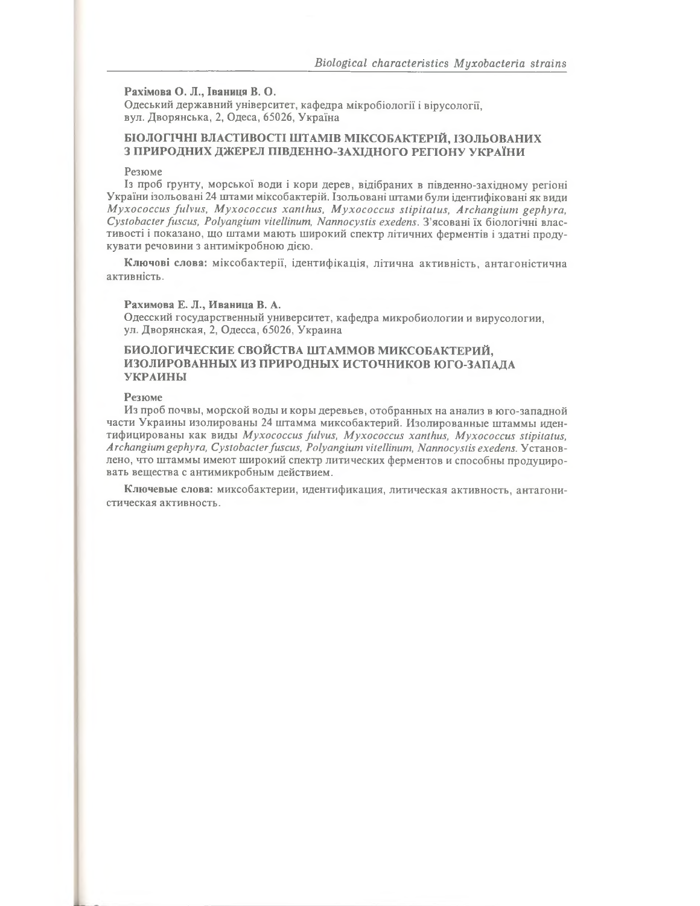**Рахімова О. Л., Іваниця В. О.**

Одеський державний університет, кафедра мікробіології і вірусології, вул. Дворянська, 2, Одеса, 65026, Україна

### БІОЛОГІЧНІ ВЛАСТИВОСТІ ШТАМІВ МІКСОБАКТЕРІЙ, ІЗОЛЬОВАНИХ З ПРИРОДНИХ ДЖЕРЕЛ ПІВДЕННО-ЗАХІДНОГО РЕГІОНУ УКРАЇНИ

Резюме

Із проб грунту, морської води і кори дерев, відібраних в південно-західному регіоні України ізольовані 24 штами міксобактерій. Ізольовані штами були ідентифіковані як види *Myxococcus fulvus, Myxococcus xanthus, Myxococcus stipitatus, Archangium gephyra, Cystobacter fuscus, Polyangium vitellinum, Nannocystis exedens*. З'ясовані їх біологічні властивості і показано, що штами мають широкий спектр літичних ферментів і здатні продукувати речовини з антимікробною дією.

**Ключові слова:** міксобактерії, ідентифікація, літична активність, антагоністична активність.

**Рахимова Е. Л., Иваница В. А.**

Одесский государственный университет, кафедра микробиологии и вирусологии, ул. Дворянская, 2, Одесса, 65026, Украина

### БИОЛОГИЧЕСКИЕ СВОЙСТВА ШТАММОВ МИКСОБАКТЕРИЙ, ИЗОЛИРОВАННЫХ ИЗ ПРИРОДНЫХ ИСТОЧНИКОВ ЮГО-ЗАПАДА УКРАИНЫ

**Резюме**

Из проб почвы, морской воды и коры деревьев, отобранных на анализ в юго-западной части Украины изолированы 24 штамма миксобактерий. Изолированные штаммы идентифицированы как виды *Myxococcus fulvus, Myxococcus xanthus, Myxococcus stipitatus, Archangium gephyra, Cystobacter fuscus, Polyangium vitellinum, Nannocystis exedens.* Установлено, что штаммы имеют широкий спектр литических ферментов и способны продуцировать вещества с антимикробным действием.

**Ключевые слова:** миксобактерии, идентификация, литическая активность, антагонистическая активность.